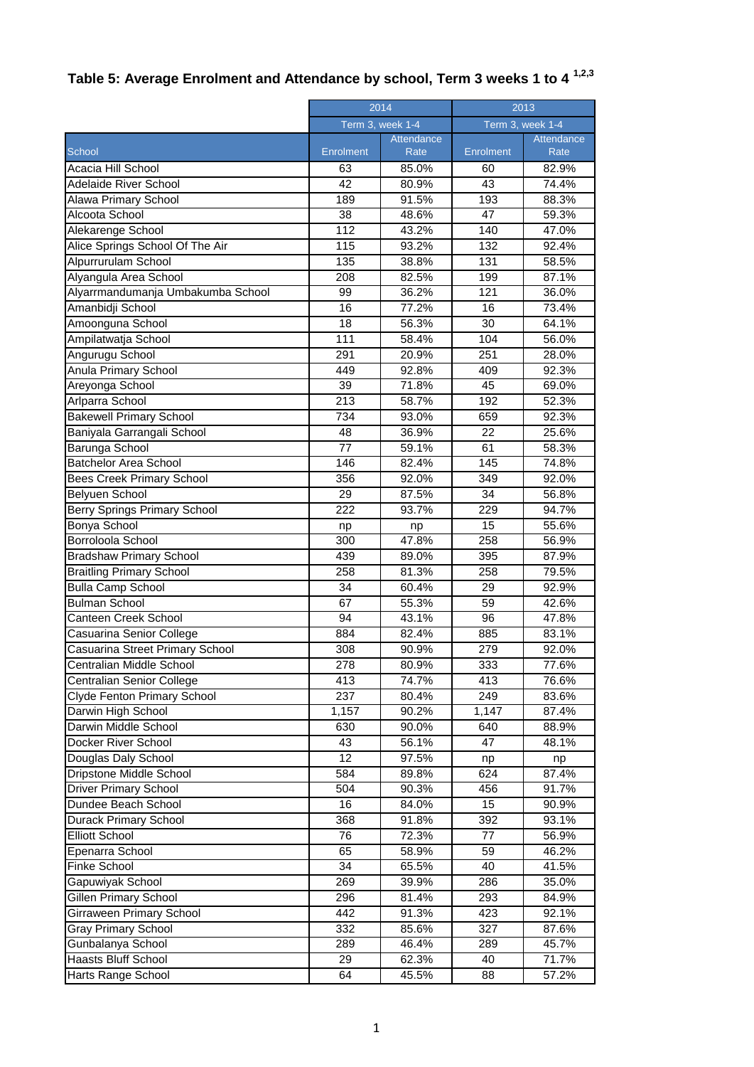## Table 5: Average Enrolment and Attendance by school, Term 3 weeks 1 to 4 [1,2,3]

| | 2014 | | 2013 | |
|---|---|---|---|---|
| | Term 3, week 1-4 | | Term 3, week 1-4 | |
| School | Enrolment | Attendance Rate | Enrolment | Attendance Rate |
| Acacia Hill School | 63 | 85.0% | 60 | 82.9% |
| Adelaide River School | 42 | 80.9% | 43 | 74.4% |
| Alawa Primary School | 189 | 91.5% | 193 | 88.3% |
| Alcoota School | 38 | 48.6% | 47 | 59.3% |
| Alekarenge School | 112 | 43.2% | 140 | 47.0% |
| Alice Springs School Of The Air | 115 | 93.2% | 132 | 92.4% |
| Alpurrurulam School | 135 | 38.8% | 131 | 58.5% |
| Alyangula Area School | 208 | 82.5% | 199 | 87.1% |
| Alyarrmandumanja Umbakumba School | 99 | 36.2% | 121 | 36.0% |
| Amanbidji School | 16 | 77.2% | 16 | 73.4% |
| Amoonguna School | 18 | 56.3% | 30 | 64.1% |
| Ampilatwatja School | 111 | 58.4% | 104 | 56.0% |
| Angurugu School | 291 | 20.9% | 251 | 28.0% |
| Anula Primary School | 449 | 92.8% | 409 | 92.3% |
| Areyonga School | 39 | 71.8% | 45 | 69.0% |
| Arlparra School | 213 | 58.7% | 192 | 52.3% |
| Bakewell Primary School | 734 | 93.0% | 659 | 92.3% |
| Baniyala Garrangali School | 48 | 36.9% | 22 | 25.6% |
| Barunga School | 77 | 59.1% | 61 | 58.3% |
| Batchelor Area School | 146 | 82.4% | 145 | 74.8% |
| Bees Creek Primary School | 356 | 92.0% | 349 | 92.0% |
| Belyuen School | 29 | 87.5% | 34 | 56.8% |
| Berry Springs Primary School | 222 | 93.7% | 229 | 94.7% |
| Bonya School | np | np | 15 | 55.6% |
| Borroloola School | 300 | 47.8% | 258 | 56.9% |
| Bradshaw Primary School | 439 | 89.0% | 395 | 87.9% |
| Braitling Primary School | 258 | 81.3% | 258 | 79.5% |
| Bulla Camp School | 34 | 60.4% | 29 | 92.9% |
| Bulman School | 67 | 55.3% | 59 | 42.6% |
| Canteen Creek School | 94 | 43.1% | 96 | 47.8% |
| Casuarina Senior College | 884 | 82.4% | 885 | 83.1% |
| Casuarina Street Primary School | 308 | 90.9% | 279 | 92.0% |
| Centralian Middle School | 278 | 80.9% | 333 | 77.6% |
| Centralian Senior College | 413 | 74.7% | 413 | 76.6% |
| Clyde Fenton Primary School | 237 | 80.4% | 249 | 83.6% |
| Darwin High School | 1,157 | 90.2% | 1,147 | 87.4% |
| Darwin Middle School | 630 | 90.0% | 640 | 88.9% |
| Docker River School | 43 | 56.1% | 47 | 48.1% |
| Douglas Daly School | 12 | 97.5% | np | np |
| Dripstone Middle School | 584 | 89.8% | 624 | 87.4% |
| Driver Primary School | 504 | 90.3% | 456 | 91.7% |
| Dundee Beach School | 16 | 84.0% | 15 | 90.9% |
| Durack Primary School | 368 | 91.8% | 392 | 93.1% |
| Elliott School | 76 | 72.3% | 77 | 56.9% |
| Epenarra School | 65 | 58.9% | 59 | 46.2% |
| Finke School | 34 | 65.5% | 40 | 41.5% |
| Gapuwiyak School | 269 | 39.9% | 286 | 35.0% |
| Gillen Primary School | 296 | 81.4% | 293 | 84.9% |
| Girraween Primary School | 442 | 91.3% | 423 | 92.1% |
| Gray Primary School | 332 | 85.6% | 327 | 87.6% |
| Gunbalanya School | 289 | 46.4% | 289 | 45.7% |
| Haasts Bluff School | 29 | 62.3% | 40 | 71.7% |
| Harts Range School | 64 | 45.5% | 88 | 57.2% |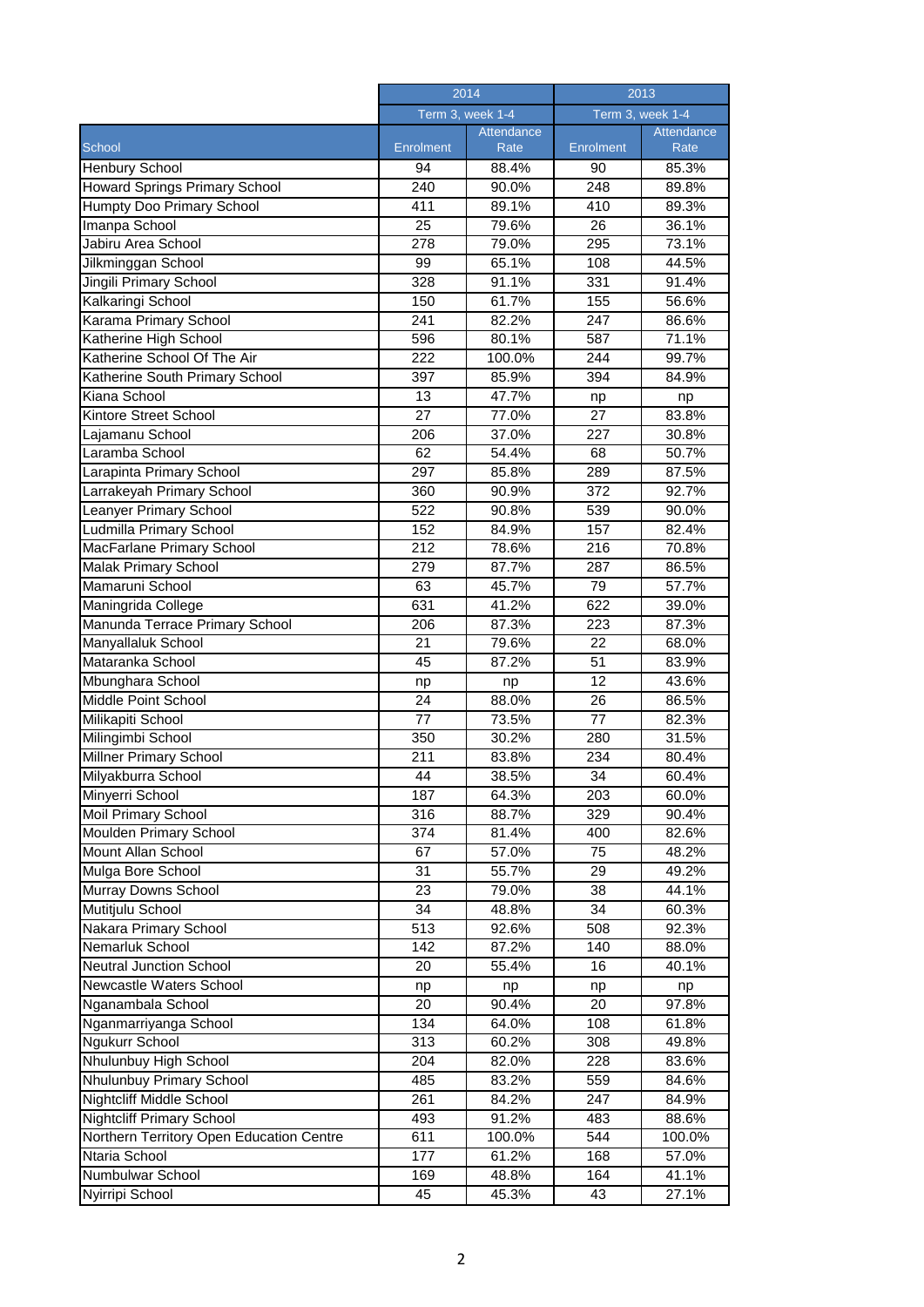| School | 2014 | | 2013 | |
|---|---|---|---|---|
| | Term 3, week 1-4 | | Term 3, week 1-4 | |
| | Enrolment | Attendance Rate | Enrolment | Attendance Rate |
| Henbury School | 94 | 88.4% | 90 | 85.3% |
| Howard Springs Primary School | 240 | 90.0% | 248 | 89.8% |
| Humpty Doo Primary School | 411 | 89.1% | 410 | 89.3% |
| Imanpa School | 25 | 79.6% | 26 | 36.1% |
| Jabiru Area School | 278 | 79.0% | 295 | 73.1% |
| Jilkminggan School | 99 | 65.1% | 108 | 44.5% |
| Jingili Primary School | 328 | 91.1% | 331 | 91.4% |
| Kalkaringi School | 150 | 61.7% | 155 | 56.6% |
| Karama Primary School | 241 | 82.2% | 247 | 86.6% |
| Katherine High School | 596 | 80.1% | 587 | 71.1% |
| Katherine School Of The Air | 222 | 100.0% | 244 | 99.7% |
| Katherine South Primary School | 397 | 85.9% | 394 | 84.9% |
| Kiana School | 13 | 47.7% | np | np |
| Kintore Street School | 27 | 77.0% | 27 | 83.8% |
| Lajamanu School | 206 | 37.0% | 227 | 30.8% |
| Laramba School | 62 | 54.4% | 68 | 50.7% |
| Larapinta Primary School | 297 | 85.8% | 289 | 87.5% |
| Larrakeyah Primary School | 360 | 90.9% | 372 | 92.7% |
| Leanyer Primary School | 522 | 90.8% | 539 | 90.0% |
| Ludmilla Primary School | 152 | 84.9% | 157 | 82.4% |
| MacFarlane Primary School | 212 | 78.6% | 216 | 70.8% |
| Malak Primary School | 279 | 87.7% | 287 | 86.5% |
| Mamaruni School | 63 | 45.7% | 79 | 57.7% |
| Maningrida College | 631 | 41.2% | 622 | 39.0% |
| Manunda Terrace Primary School | 206 | 87.3% | 223 | 87.3% |
| Manyallaluk School | 21 | 79.6% | 22 | 68.0% |
| Mataranka School | 45 | 87.2% | 51 | 83.9% |
| Mbunghara School | np | np | 12 | 43.6% |
| Middle Point School | 24 | 88.0% | 26 | 86.5% |
| Milikapiti School | 77 | 73.5% | 77 | 82.3% |
| Milingimbi School | 350 | 30.2% | 280 | 31.5% |
| Millner Primary School | 211 | 83.8% | 234 | 80.4% |
| Milyakburra School | 44 | 38.5% | 34 | 60.4% |
| Minyerri School | 187 | 64.3% | 203 | 60.0% |
| Moil Primary School | 316 | 88.7% | 329 | 90.4% |
| Moulden Primary School | 374 | 81.4% | 400 | 82.6% |
| Mount Allan School | 67 | 57.0% | 75 | 48.2% |
| Mulga Bore School | 31 | 55.7% | 29 | 49.2% |
| Murray Downs School | 23 | 79.0% | 38 | 44.1% |
| Mutitjulu School | 34 | 48.8% | 34 | 60.3% |
| Nakara Primary School | 513 | 92.6% | 508 | 92.3% |
| Nemarluk School | 142 | 87.2% | 140 | 88.0% |
| Neutral Junction School | 20 | 55.4% | 16 | 40.1% |
| Newcastle Waters School | np | np | np | np |
| Nganambala School | 20 | 90.4% | 20 | 97.8% |
| Nganmarriyanga School | 134 | 64.0% | 108 | 61.8% |
| Ngukurr School | 313 | 60.2% | 308 | 49.8% |
| Nhulunbuy High School | 204 | 82.0% | 228 | 83.6% |
| Nhulunbuy Primary School | 485 | 83.2% | 559 | 84.6% |
| Nightcliff Middle School | 261 | 84.2% | 247 | 84.9% |
| Nightcliff Primary School | 493 | 91.2% | 483 | 88.6% |
| Northern Territory Open Education Centre | 611 | 100.0% | 544 | 100.0% |
| Ntaria School | 177 | 61.2% | 168 | 57.0% |
| Numbulwar School | 169 | 48.8% | 164 | 41.1% |
| Nyirripi School | 45 | 45.3% | 43 | 27.1% |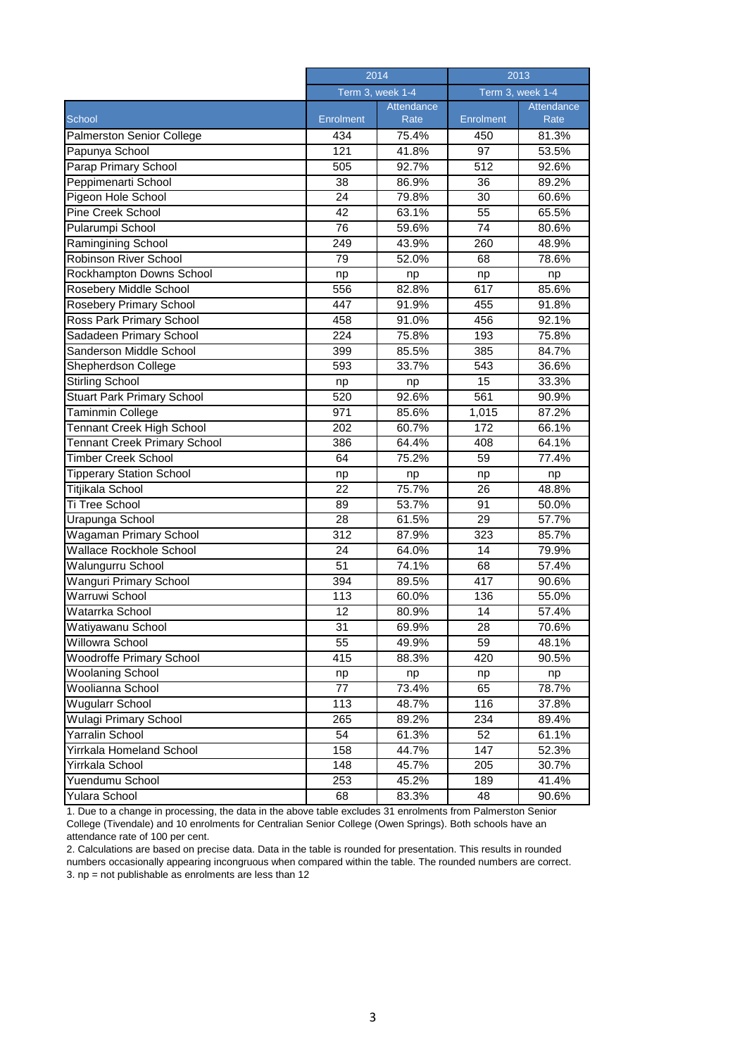| School | 2014 | | 2013 | |
|---|---|---|---|---|
| | Term 3, week 1-4 | | Term 3, week 1-4 | |
| | Enrolment | Attendance Rate | Enrolment | Attendance Rate |
| Palmerston Senior College | 434 | 75.4% | 450 | 81.3% |
| Papunya School | 121 | 41.8% | 97 | 53.5% |
| Parap Primary School | 505 | 92.7% | 512 | 92.6% |
| Peppimenarti School | 38 | 86.9% | 36 | 89.2% |
| Pigeon Hole School | 24 | 79.8% | 30 | 60.6% |
| Pine Creek School | 42 | 63.1% | 55 | 65.5% |
| Pularumpi School | 76 | 59.6% | 74 | 80.6% |
| Ramingining School | 249 | 43.9% | 260 | 48.9% |
| Robinson River School | 79 | 52.0% | 68 | 78.6% |
| Rockhampton Downs School | np | np | np | np |
| Rosebery Middle School | 556 | 82.8% | 617 | 85.6% |
| Rosebery Primary School | 447 | 91.9% | 455 | 91.8% |
| Ross Park Primary School | 458 | 91.0% | 456 | 92.1% |
| Sadadeen Primary School | 224 | 75.8% | 193 | 75.8% |
| Sanderson Middle School | 399 | 85.5% | 385 | 84.7% |
| Shepherdson College | 593 | 33.7% | 543 | 36.6% |
| Stirling School | np | np | 15 | 33.3% |
| Stuart Park Primary School | 520 | 92.6% | 561 | 90.9% |
| Taminmin College | 971 | 85.6% | 1,015 | 87.2% |
| Tennant Creek High School | 202 | 60.7% | 172 | 66.1% |
| Tennant Creek Primary School | 386 | 64.4% | 408 | 64.1% |
| Timber Creek School | 64 | 75.2% | 59 | 77.4% |
| Tipperary Station School | np | np | np | np |
| Titjikala School | 22 | 75.7% | 26 | 48.8% |
| Ti Tree School | 89 | 53.7% | 91 | 50.0% |
| Urapunga School | 28 | 61.5% | 29 | 57.7% |
| Wagaman Primary School | 312 | 87.9% | 323 | 85.7% |
| Wallace Rockhole School | 24 | 64.0% | 14 | 79.9% |
| Walungurru School | 51 | 74.1% | 68 | 57.4% |
| Wanguri Primary School | 394 | 89.5% | 417 | 90.6% |
| Warruwi School | 113 | 60.0% | 136 | 55.0% |
| Watarrka School | 12 | 80.9% | 14 | 57.4% |
| Watiyawanu School | 31 | 69.9% | 28 | 70.6% |
| Willowra School | 55 | 49.9% | 59 | 48.1% |
| Woodroffe Primary School | 415 | 88.3% | 420 | 90.5% |
| Woolaning School | np | np | np | np |
| Woolianna School | 77 | 73.4% | 65 | 78.7% |
| Wugularr School | 113 | 48.7% | 116 | 37.8% |
| Wulagi Primary School | 265 | 89.2% | 234 | 89.4% |
| Yarralin School | 54 | 61.3% | 52 | 61.1% |
| Yirrkala Homeland School | 158 | 44.7% | 147 | 52.3% |
| Yirrkala School | 148 | 45.7% | 205 | 30.7% |
| Yuendumu School | 253 | 45.2% | 189 | 41.4% |
| Yulara School | 68 | 83.3% | 48 | 90.6% |

1. Due to a change in processing, the data in the above table excludes 31 enrolments from Palmerston Senior College (Tivendale) and 10 enrolments for Centralian Senior College (Owen Springs). Both schools have an attendance rate of 100 per cent.
2. Calculations are based on precise data. Data in the table is rounded for presentation. This results in rounded numbers occasionally appearing incongruous when compared within the table. The rounded numbers are correct.
3. np = not publishable as enrolments are less than 12